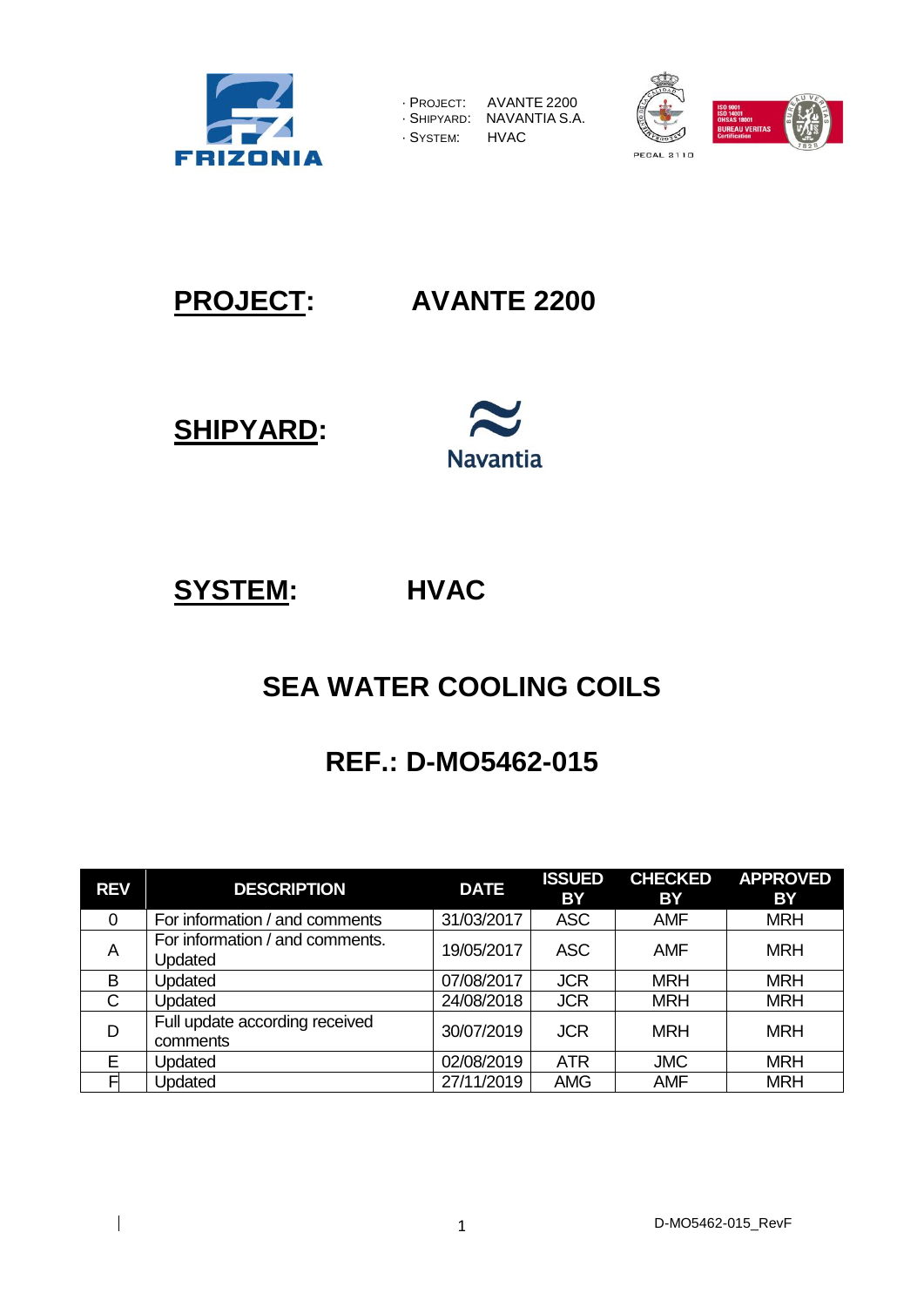· PROJECT: AVANTE 2200
· SHIPYARD: NAVANTIA S.A.
· SYSTEM: HVAC

**PROJECT:** **AVANTE 2200**

**SHIPYARD:** Navantia

**SYSTEM:** **HVAC**

# SEA WATER COOLING COILS

# REF.: D-MO5462-015

| REV | DESCRIPTION | DATE | ISSUED BY | CHECKED BY | APPROVED BY |
|---|---|---|---|---|---|
| 0 | For information / and comments | 31/03/2017 | ASC | AMF | MRH |
| A | For information / and comments. Updated | 19/05/2017 | ASC | AMF | MRH |
| B | Updated | 07/08/2017 | JCR | MRH | MRH |
| C | Updated | 24/08/2018 | JCR | MRH | MRH |
| D | Full update according received comments | 30/07/2019 | JCR | MRH | MRH |
| E | Updated | 02/08/2019 | ATR | JMC | MRH |
| F | Updated | 27/11/2019 | AMG | AMF | MRH |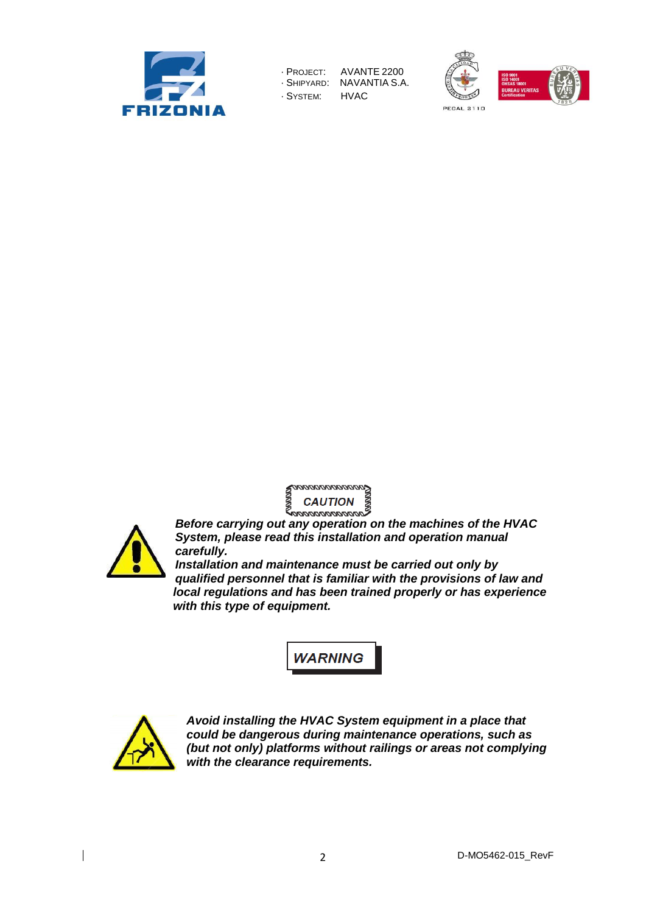**CAUTION**

***Before carrying out any operation on the machines of the HVAC System, please read this installation and operation manual carefully.***
***Installation and maintenance must be carried out only by qualified personnel that is familiar with the provisions of law and local regulations and has been trained properly or has experience with this type of equipment.***

**WARNING**

***Avoid installing the HVAC System equipment in a place that could be dangerous during maintenance operations, such as (but not only) platforms without railings or areas not complying with the clearance requirements.***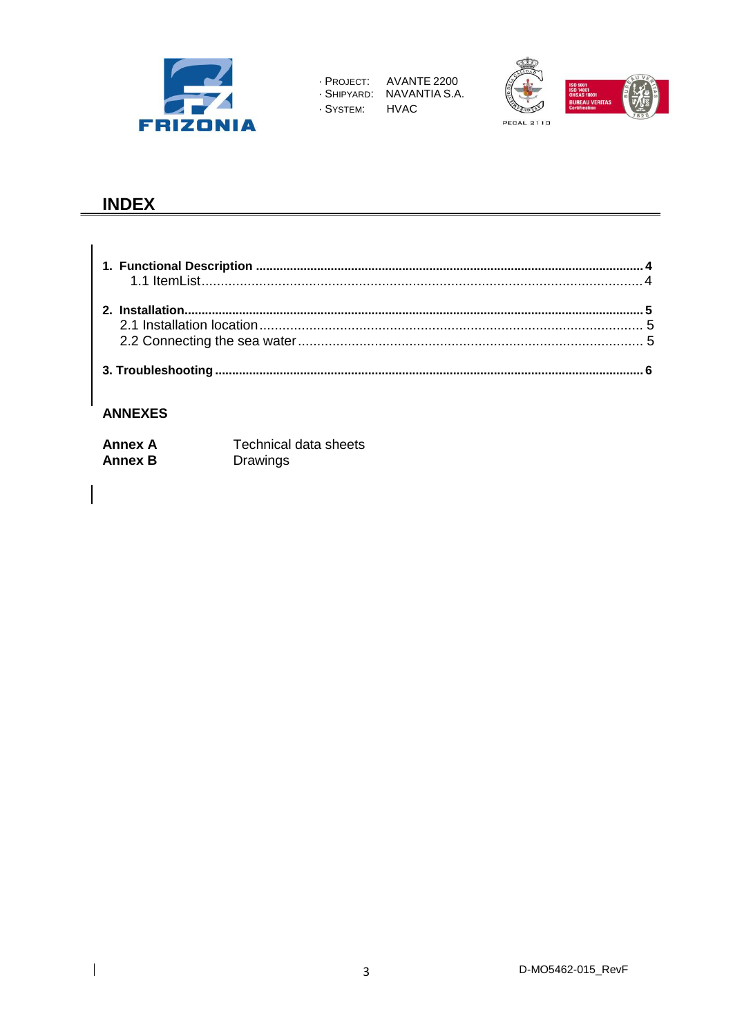# INDEX

**1. Functional Description** ........................................................ **4**
  1.1 ItemList ........................................................ 4

**2. Installation** ........................................................ **5**
  2.1 Installation location ........................................................ 5
  2.2 Connecting the sea water ........................................................ 5

**3. Troubleshooting** ........................................................ **6**

## ANNEXES

| | |
|---|---|
| **Annex A** | Technical data sheets |
| **Annex B** | Drawings |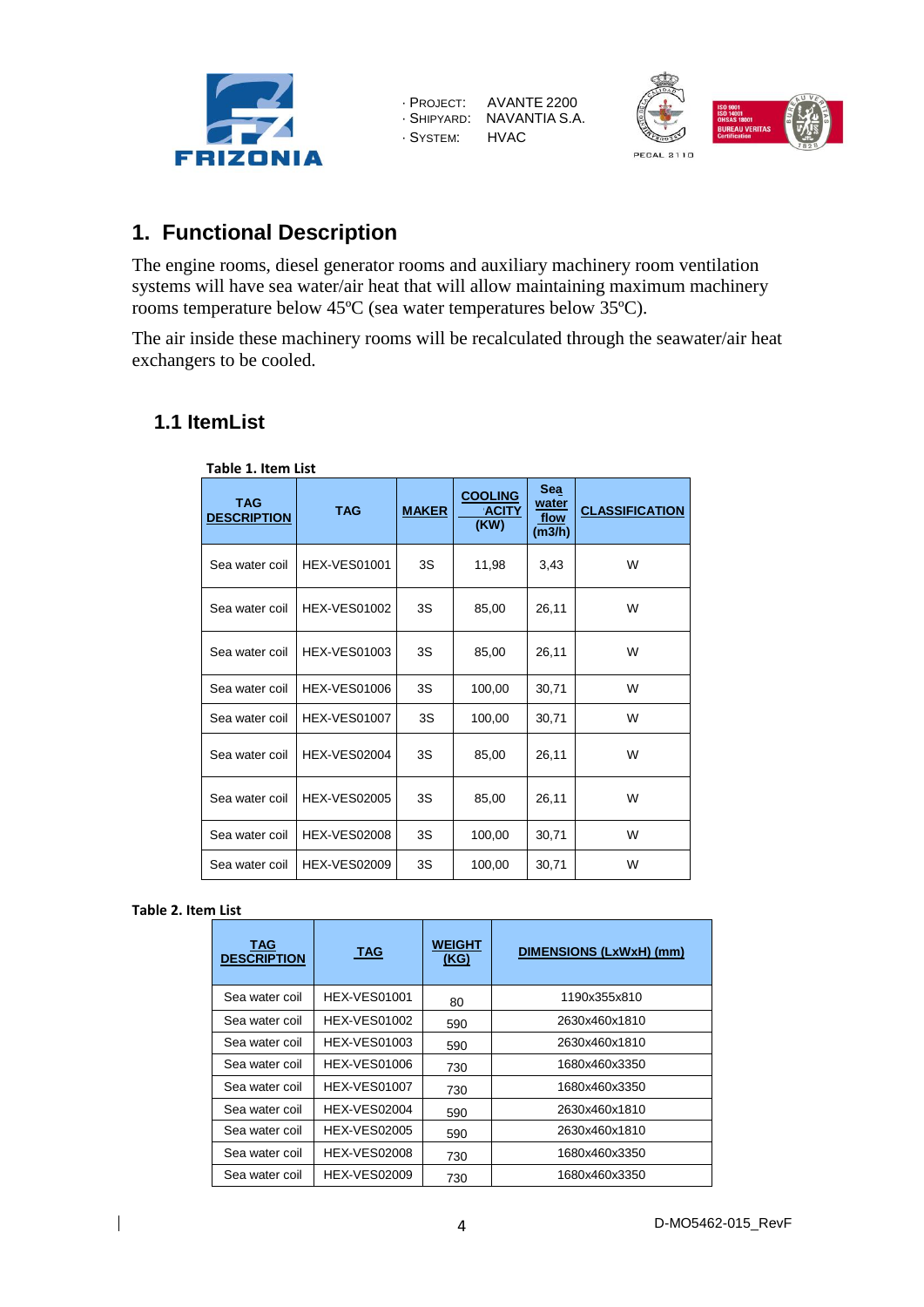# 1. Functional Description

The engine rooms, diesel generator rooms and auxiliary machinery room ventilation systems will have sea water/air heat that will allow maintaining maximum machinery rooms temperature below 45ºC (sea water temperatures below 35ºC).

The air inside these machinery rooms will be recalculated through the seawater/air heat exchangers to be cooled.

## 1.1 ItemList

**Table 1. Item List**

| TAG DESCRIPTION | TAG | MAKER | COOLING CAPACITY (KW) | Sea water flow (m3/h) | CLASSIFICATION |
|---|---|---|---|---|---|
| Sea water coil | HEX-VES01001 | 3S | 11,98 | 3,43 | W |
| Sea water coil | HEX-VES01002 | 3S | 85,00 | 26,11 | W |
| Sea water coil | HEX-VES01003 | 3S | 85,00 | 26,11 | W |
| Sea water coil | HEX-VES01006 | 3S | 100,00 | 30,71 | W |
| Sea water coil | HEX-VES01007 | 3S | 100,00 | 30,71 | W |
| Sea water coil | HEX-VES02004 | 3S | 85,00 | 26,11 | W |
| Sea water coil | HEX-VES02005 | 3S | 85,00 | 26,11 | W |
| Sea water coil | HEX-VES02008 | 3S | 100,00 | 30,71 | W |
| Sea water coil | HEX-VES02009 | 3S | 100,00 | 30,71 | W |

**Table 2. Item List**

| TAG DESCRIPTION | TAG | WEIGHT (KG) | DIMENSIONS (LxWxH) (mm) |
|---|---|---|---|
| Sea water coil | HEX-VES01001 | 80 | 1190x355x810 |
| Sea water coil | HEX-VES01002 | 590 | 2630x460x1810 |
| Sea water coil | HEX-VES01003 | 590 | 2630x460x1810 |
| Sea water coil | HEX-VES01006 | 730 | 1680x460x3350 |
| Sea water coil | HEX-VES01007 | 730 | 1680x460x3350 |
| Sea water coil | HEX-VES02004 | 590 | 2630x460x1810 |
| Sea water coil | HEX-VES02005 | 590 | 2630x460x1810 |
| Sea water coil | HEX-VES02008 | 730 | 1680x460x3350 |
| Sea water coil | HEX-VES02009 | 730 | 1680x460x3350 |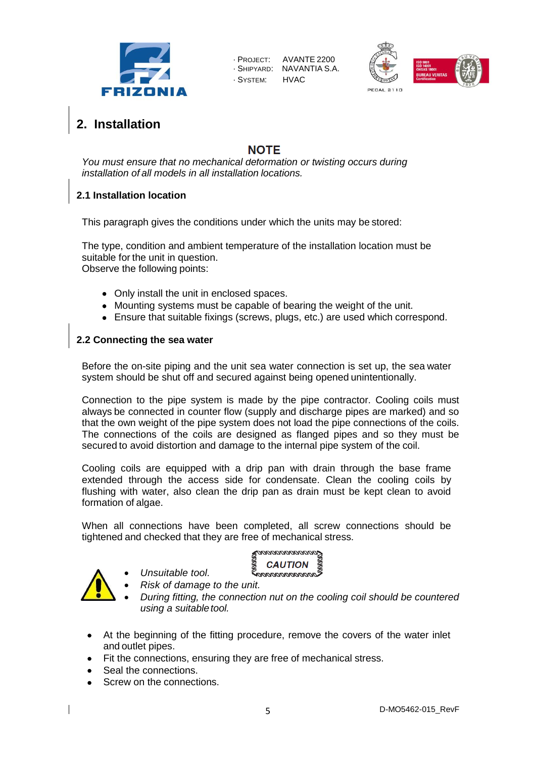## 2. Installation

**NOTE**

*You must ensure that no mechanical deformation or twisting occurs during installation of all models in all installation locations.*

### 2.1 Installation location

This paragraph gives the conditions under which the units may be stored:

The type, condition and ambient temperature of the installation location must be suitable for the unit in question.
Observe the following points:

- Only install the unit in enclosed spaces.
- Mounting systems must be capable of bearing the weight of the unit.
- Ensure that suitable fixings (screws, plugs, etc.) are used which correspond.

### 2.2 Connecting the sea water

Before the on-site piping and the unit sea water connection is set up, the sea water system should be shut off and secured against being opened unintentionally.

Connection to the pipe system is made by the pipe contractor. Cooling coils must always be connected in counter flow (supply and discharge pipes are marked) and so that the own weight of the pipe system does not load the pipe connections of the coils. The connections of the coils are designed as flanged pipes and so they must be secured to avoid distortion and damage to the internal pipe system of the coil.

Cooling coils are equipped with a drip pan with drain through the base frame extended through the access side for condensate. Clean the cooling coils by flushing with water, also clean the drip pan as drain must be kept clean to avoid formation of algae.

When all connections have been completed, all screw connections should be tightened and checked that they are free of mechanical stress.

**CAUTION**

- *Unsuitable tool.*
- *Risk of damage to the unit.*
- *During fitting, the connection nut on the cooling coil should be countered using a suitable tool.*

- At the beginning of the fitting procedure, remove the covers of the water inlet and outlet pipes.
- Fit the connections, ensuring they are free of mechanical stress.
- Seal the connections.
- Screw on the connections.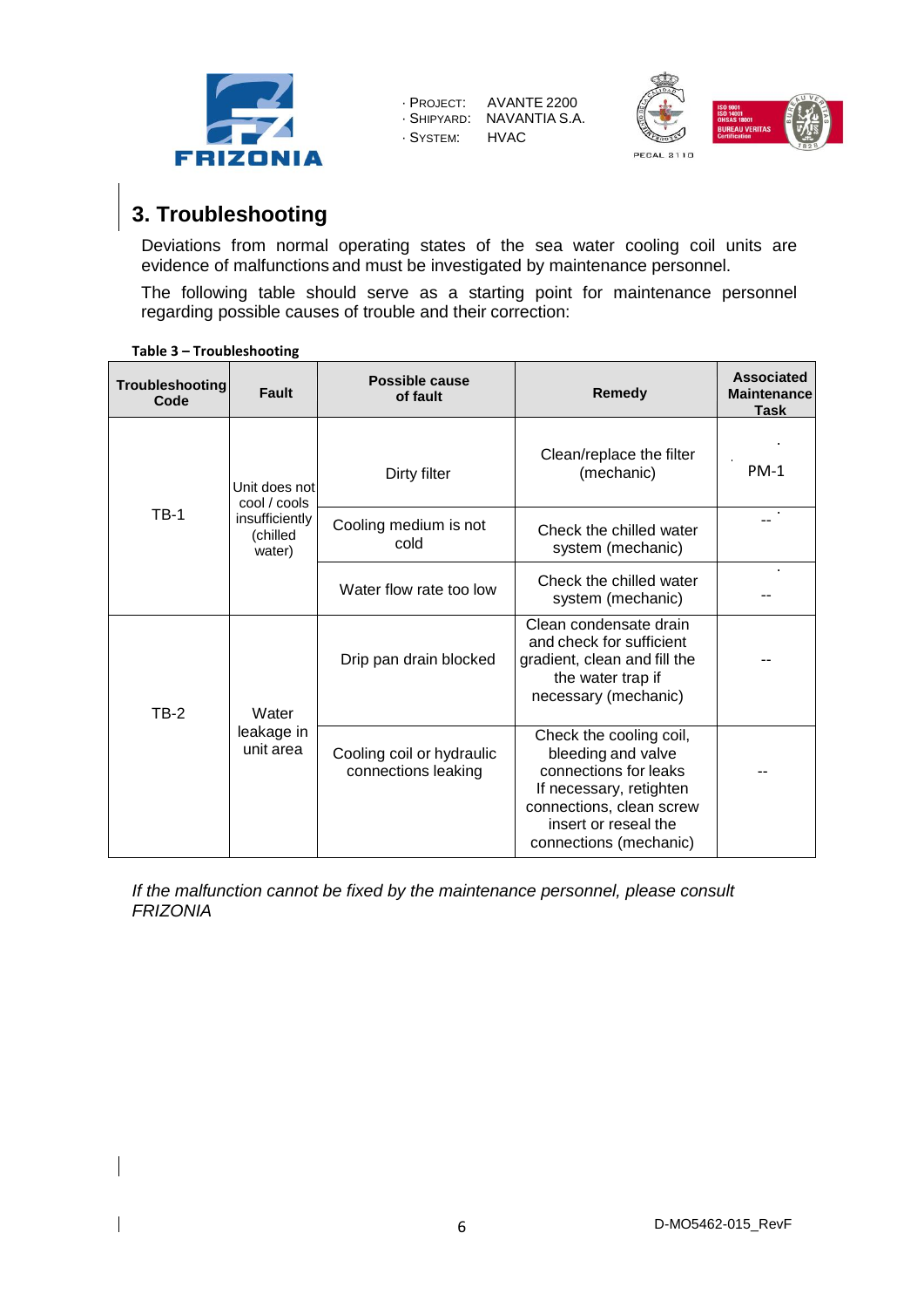## 3. Troubleshooting

Deviations from normal operating states of the sea water cooling coil units are evidence of malfunctions and must be investigated by maintenance personnel.

The following table should serve as a starting point for maintenance personnel regarding possible causes of trouble and their correction:

**Table 3 – Troubleshooting**

| Troubleshooting Code | Fault | Possible cause of fault | Remedy | Associated Maintenance Task |
|---|---|---|---|---|
| TB-1 | Unit does not cool / cools insufficiently (chilled water) | Dirty filter | Clean/replace the filter (mechanic) | PM-1 |
| | | Cooling medium is not cold | Check the chilled water system (mechanic) | -- |
| | | Water flow rate too low | Check the chilled water system (mechanic) | -- |
| TB-2 | Water leakage in unit area | Drip pan drain blocked | Clean condensate drain and check for sufficient gradient, clean and fill the the water trap if necessary (mechanic) | -- |
| | | Cooling coil or hydraulic connections leaking | Check the cooling coil, bleeding and valve connections for leaks If necessary, retighten connections, clean screw insert or reseal the connections (mechanic) | -- |

*If the malfunction cannot be fixed by the maintenance personnel, please consult FRIZONIA*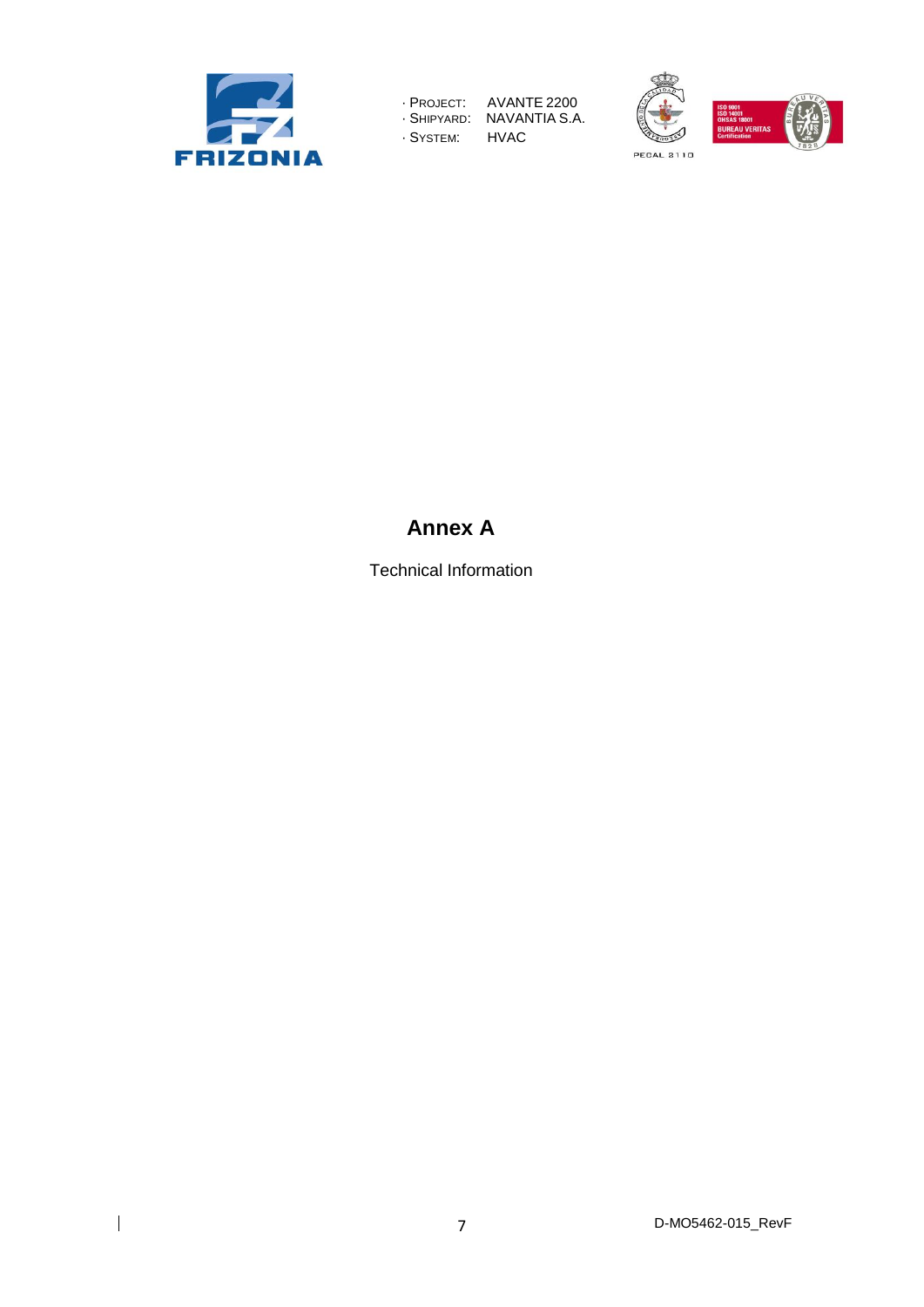# Annex A

Technical Information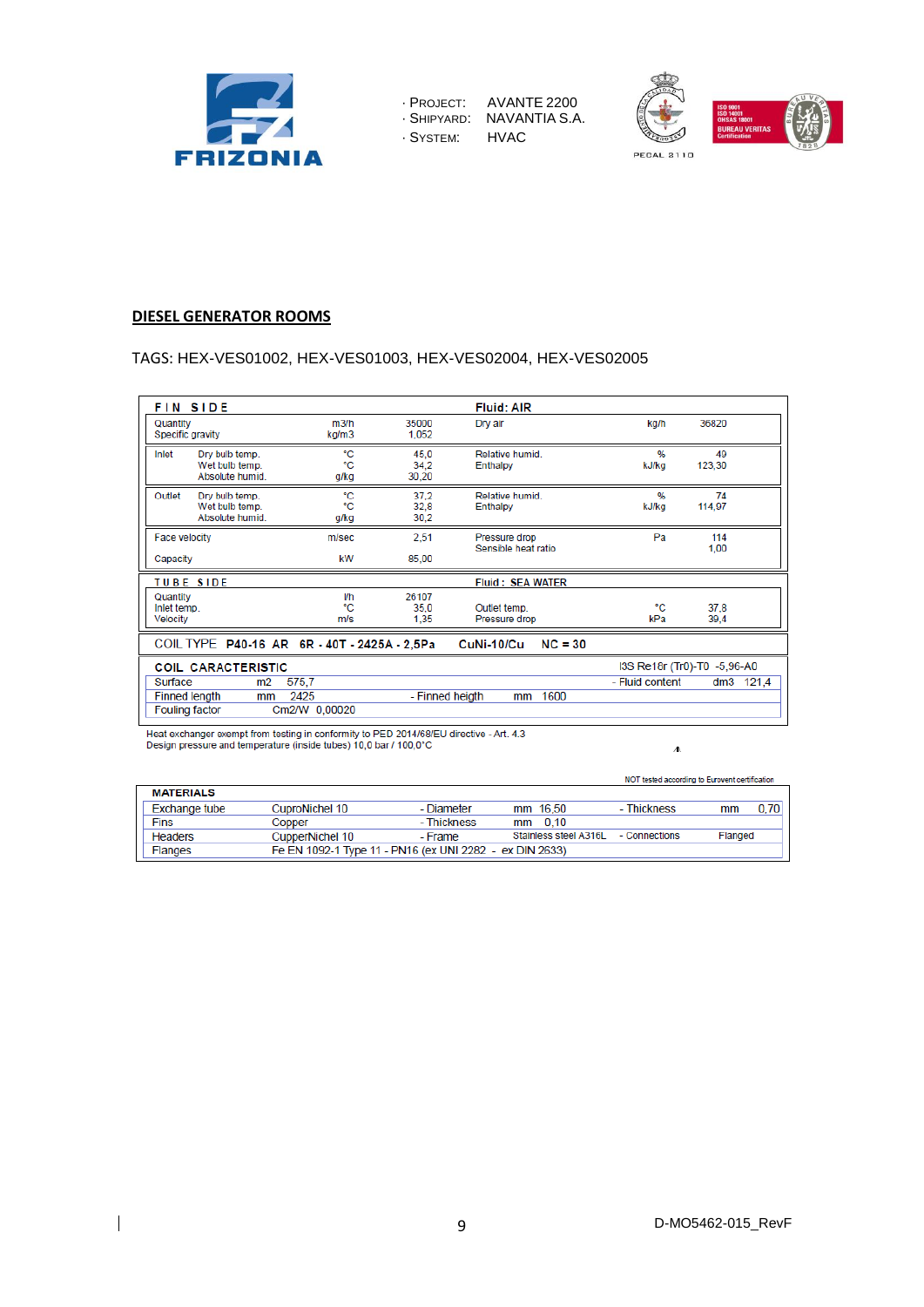· PROJECT: AVANTE 2200
· SHIPYARD: NAVANTIA S.A.
· SYSTEM: HVAC

## DIESEL GENERATOR ROOMS

TAGS: HEX-VES01002, HEX-VES01003, HEX-VES02004, HEX-VES02005

| FIN SIDE | | | | Fluid: AIR | | |
|---|---|---|---|---|---|---|
| Quantity | | m3/h | 35000 | Dry air | kg/h | 36820 |
| Specific gravity | | kg/m3 | 1,052 | | | |
| Inlet | Dry bulb temp. | °C | 45,0 | Relative humid. | % | 49 |
| | Wet bulb temp. | °C | 34,2 | Enthalpy | kJ/kg | 123,30 |
| | Absolute humid. | g/kg | 30,20 | | | |
| Outlet | Dry bulb temp. | °C | 37,2 | Relative humid. | % | 74 |
| | Wet bulb temp. | °C | 32,8 | Enthalpy | kJ/kg | 114,97 |
| | Absolute humid. | g/kg | 30,2 | | | |
| Face velocity | | m/sec | 2,51 | Pressure drop | Pa | 114 |
| | | | | Sensible heat ratio | | 1,00 |
| Capacity | | kW | 85,00 | | | |
| **TUBE SIDE** | | | | **Fluid: SEA WATER** | | |
| Quantity | | l/h | 26107 | | | |
| Inlet temp. | | °C | 35,0 | Outlet temp. | °C | 37,8 |
| Velocity | | m/s | 1,35 | Pressure drop | kPa | 39,4 |

COIL TYPE **P40-16 AR 6R - 40T - 2425A - 2,5Pa** **CuNi-10/Cu** **NC = 30**

| COIL CARACTERISTIC | | | | | | I3S Re18r (Tr0)-T0 -5,96-A0 | | |
|---|---|---|---|---|---|---|---|---|
| Surface | m2 | 575,7 | | | | - Fluid content | dm3 | 121,4 |
| Finned length | mm | 2425 | - Finned heigth | mm | 1600 | | | |
| Fouling factor | Cm2/W | 0,00020 | | | | | | |

Heat exchanger exempt from testing in conformity to PED 2014/68/EU directive - Art. 4.3
Design pressure and temperature (inside tubes) 10,0 bar / 100,0°C

NOT tested according to Eurovent certification

| MATERIALS | | | | | | |
|---|---|---|---|---|---|---|
| Exchange tube | CuproNichel 10 | - Diameter | mm 16,50 | - Thickness | mm | 0,70 |
| Fins | Copper | - Thickness | mm 0,10 | | | |
| Headers | CupperNichel 10 | - Frame | Stainless steel A316L | - Connections | Flanged | |
| Flanges | Fe EN 1092-1 Type 11 - PN16 (ex UNI 2282 - ex DIN 2633) | | | | | |

D-MO5462-015_RevF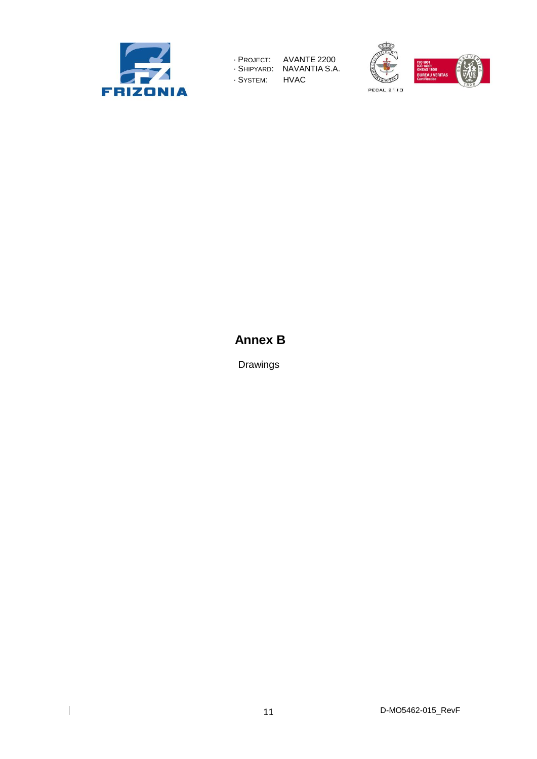# Annex B

Drawings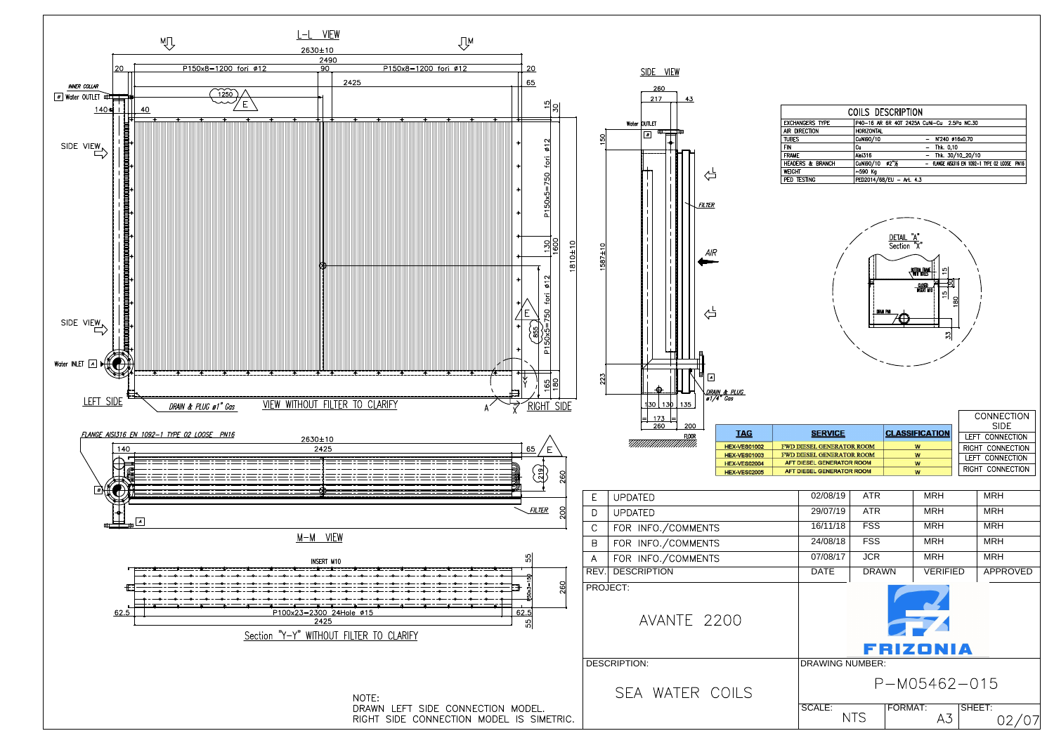## L-L VIEW

2630±10

2490

20 | P150x8=1200 fori ø12 | 90 | P150x8=1200 fori ø12 | 20

2425

65

INNER COLLAR

Water OUTLET

140 | 40

1250

E

15 | 30

P150x5=750 fori ø12

130 | 1600 | 1810±10

P150x5=750 fori ø12

855

E

165 | 180

SIDE VIEW

SIDE VIEW

Water INLET

LEFT SIDE

DRAIN & PLUG ø1" Gas

VIEW WITHOUT FILTER TO CLARIFY

A | X

RIGHT SIDE

FLANGE AISI316 EN 1092-1 TYPE 02 LOOSE PN16

2630±10

140 | 2425 | 65 | E

219

260

FILTER

200

## M-M VIEW

INSERT M10

55

P50x3=150

260

62.5 | P100x23=2300 24Hole ø15 | 62.5

2425

55

Section "Y-Y" WITHOUT FILTER TO CLARIFY

## SIDE VIEW

260

217 | 43

Water OUTLET

150

FILTER

AIR

1587±10

223

DRAIN & PLUG ø1/4" Gas

130 | 130 | 135

173

260 | 200

FLOOR

## COILS DESCRIPTION

| | | |
|---|---|---|
| EXCHANGERS TYPE | P40-16 AR 6R 40T 2425A CuNi-Cu 2.5Pa NC.30 | |
| AIR DIRECTION | HORIZONTAL | |
| TUBES | CuNi90/10 | – N°240 ø16x0.70 |
| FIN | Cu | – Thk. 0,10 |
| FRAME | Aisi316 | – Thk. 30/10_20/10 |
| HEADERS & BRANCH | CuNi90/10 ø2"½ | – FLANGE AISI316 EN 1092-1 TYPE 02 LOOSE PN16 |
| WEIGHT | ~590 Kg | |
| PED TESTING | PED2014/68/EU – Art. 4.3 | |

DETAIL "A"
Section "X"

15 | 15 | 20 | 180 | 33

| TAG | SERVICE | CLASSIFICATION | CONNECTION SIDE |
|---|---|---|---|
| HEX-VES01002 | FWD DIESEL GENERATOR ROOM | W | LEFT CONNECTION |
| HEX-VES01003 | FWD DIESEL GENERATOR ROOM | W | RIGHT CONNECTION |
| HEX-VES02004 | AFT DIESEL GENERATOR ROOM | W | LEFT CONNECTION |
| HEX-VES02005 | AFT DIESEL GENERATOR ROOM | W | RIGHT CONNECTION |

| REV. | DESCRIPTION | DATE | DRAWN | VERIFIED | APPROVED |
|---|---|---|---|---|---|
| E | UPDATED | 02/08/19 | ATR | MRH | MRH |
| D | UPDATED | 29/07/19 | ATR | MRH | MRH |
| C | FOR INFO./COMMENTS | 16/11/18 | FSS | MRH | MRH |
| B | FOR INFO./COMMENTS | 24/08/18 | FSS | MRH | MRH |
| A | FOR INFO./COMMENTS | 07/08/17 | JCR | MRH | MRH |

PROJECT: AVANTE 2200

FRIZONIA

DESCRIPTION: SEA WATER COILS

DRAWING NUMBER: P-M05462-015

SCALE: NTS | FORMAT: A3 | SHEET: 02/07

NOTE:
DRAWN LEFT SIDE CONNECTION MODEL.
RIGHT SIDE CONNECTION MODEL IS SIMETRIC.